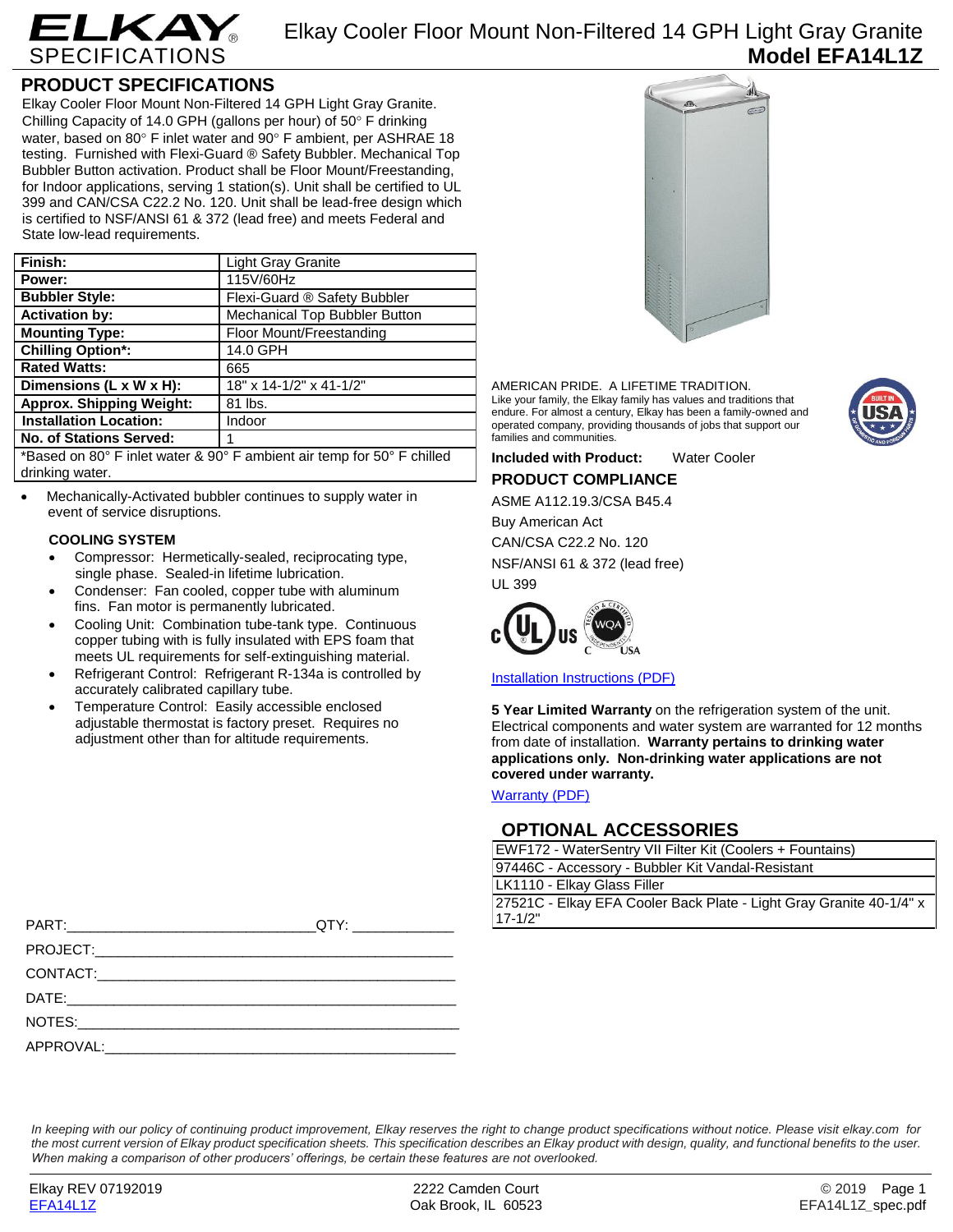# Elkay Cooler Floor Mount Non-Filtered 14 GPH Light Gray Granite

## Model EFA14L1Z

ELKAY® SPECIFICATIONS

## PRODUCT SPECIFICATIONS

Elkay Cooler Floor Mount Non-Filtered 14 GPH Light Gray Granite. Chilling Capacity of 14.0 GPH (gallons per hour) of 50° F drinking water, based on 80° F inlet water and 90° F ambient, per ASHRAE 18 testing. Furnished with Flexi-Guard ® Safety Bubbler. Mechanical Top Bubbler Button activation. Product shall be Floor Mount/Freestanding, for Indoor applications, serving 1 station(s). Unit shall be certified to UL 399 and CAN/CSA C22.2 No. 120. Unit shall be lead-free design which is certified to NSF/ANSI 61 & 372 (lead free) and meets Federal and State low-lead requirements.

| | |
|---|---|
| **Finish:** | Light Gray Granite |
| **Power:** | 115V/60Hz |
| **Bubbler Style:** | Flexi-Guard ® Safety Bubbler |
| **Activation by:** | Mechanical Top Bubbler Button |
| **Mounting Type:** | Floor Mount/Freestanding |
| **Chilling Option*:** | 14.0 GPH |
| **Rated Watts:** | 665 |
| **Dimensions (L x W x H):** | 18" x 14-1/2" x 41-1/2" |
| **Approx. Shipping Weight:** | 81 lbs. |
| **Installation Location:** | Indoor |
| **No. of Stations Served:** | 1 |

*Based on 80° F inlet water & 90° F ambient air temp for 50° F chilled drinking water.

- Mechanically-Activated bubbler continues to supply water in event of service disruptions.

### COOLING SYSTEM

- Compressor: Hermetically-sealed, reciprocating type, single phase. Sealed-in lifetime lubrication.
- Condenser: Fan cooled, copper tube with aluminum fins. Fan motor is permanently lubricated.
- Cooling Unit: Combination tube-tank type. Continuous copper tubing with is fully insulated with EPS foam that meets UL requirements for self-extinguishing material.
- Refrigerant Control: Refrigerant R-134a is controlled by accurately calibrated capillary tube.
- Temperature Control: Easily accessible enclosed adjustable thermostat is factory preset. Requires no adjustment other than for altitude requirements.

PART:______________________________QTY: ____________

PROJECT:_____________________________________________

CONTACT:_____________________________________________

DATE:________________________________________________

NOTES:_______________________________________________

APPROVAL:____________________________________________

AMERICAN PRIDE. A LIFETIME TRADITION.
Like your family, the Elkay family has values and traditions that endure. For almost a century, Elkay has been a family-owned and operated company, providing thousands of jobs that support our families and communities.

BUILT IN USA OF DOMESTIC AND FOREIGN PARTS

**Included with Product:** Water Cooler

## PRODUCT COMPLIANCE

ASME A112.19.3/CSA B45.4

Buy American Act

CAN/CSA C22.2 No. 120

NSF/ANSI 61 & 372 (lead free)

UL 399

Installation Instructions (PDF)

**5 Year Limited Warranty** on the refrigeration system of the unit. Electrical components and water system are warranted for 12 months from date of installation. **Warranty pertains to drinking water applications only. Non-drinking water applications are not covered under warranty.**

Warranty (PDF)

## OPTIONAL ACCESSORIES

| |
|---|
| EWF172 - WaterSentry VII Filter Kit (Coolers + Fountains) |
| 97446C - Accessory - Bubbler Kit Vandal-Resistant |
| LK1110 - Elkay Glass Filler |
| 27521C - Elkay EFA Cooler Back Plate - Light Gray Granite 40-1/4" x 17-1/2" |

*In keeping with our policy of continuing product improvement, Elkay reserves the right to change product specifications without notice. Please visit elkay.com for the most current version of Elkay product specification sheets. This specification describes an Elkay product with design, quality, and functional benefits to the user. When making a comparison of other producers' offerings, be certain these features are not overlooked.*

Elkay REV 07192019
EFA14L1Z

2222 Camden Court
Oak Brook, IL 60523

© 2019
EFA14L1Z_spec.pdf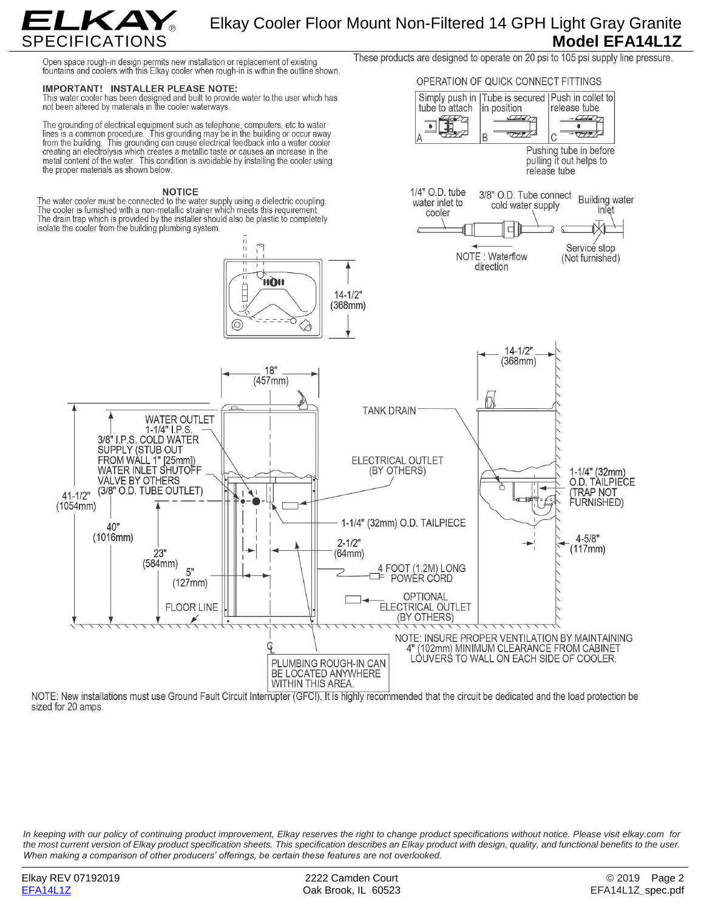# Elkay Cooler Floor Mount Non-Filtered 14 GPH Light Gray Granite
## Model EFA14L1Z

Open space rough-in design permits new installation or replacement of existing fountains and coolers with this Elkay cooler when rough-in is within the outline shown.

**IMPORTANT! INSTALLER PLEASE NOTE:**
This water cooler has been designed and built to provide water to the user which has not been altered by materials in the cooler waterways.

The grounding of electrical equipment such as telephone, computers, etc to water lines is a common procedure. This grounding may be in the building or occur away from the building. This grounding can cause electrical feedback into a water cooler creating an electrolysis which creates a metallic taste or causes an increase in the metal content of the water. This condition is avoidable by installing the cooler using the proper materials as shown below.

**NOTICE**
The water cooler must be connected to the water supply using a dielectric coupling. The cooler is furnished with a non-metallic strainer which meets this requirement. The drain trap which is provided by the installer should also be plastic to completely isolate the cooler from the building plumbing system.

These products are designed to operate on 20 psi to 105 psi supply line pressure.

OPERATION OF QUICK CONNECT FITTINGS

A: Simply push in tube to attach
B: Tube is secured in position
C: Push in collet to release tube

Pushing tube in before pulling it out helps to release tube

1/4" O.D. tube water inlet to cooler
3/8" O.D. Tube connect cold water supply
Building water inlet
Service stop (Not furnished)
NOTE : Waterflow direction

14-1/2" (368mm)
18" (457mm)
14-1/2" (368mm)
WATER OUTLET 1-1/4" I.P.S.
3/8" I.P.S. COLD WATER SUPPLY (STUB OUT FROM WALL 1" [25mm]) WATER INLET SHUTOFF VALVE BY OTHERS (3/8" O.D. TUBE OUTLET)
TANK DRAIN
ELECTRICAL OUTLET (BY OTHERS)
1-1/4" (32mm) O.D. TAILPIECE (TRAP NOT FURNISHED)
1-1/4" (32mm) O.D. TAILPIECE
41-1/2" (1054mm)
40" (1016mm)
23" (584mm)
5" (127mm)
2-1/2" (64mm)
4-5/8" (117mm)
4 FOOT (1.2M) LONG POWER CORD
OPTIONAL ELECTRICAL OUTLET (BY OTHERS)
FLOOR LINE
℄
PLUMBING ROUGH-IN CAN BE LOCATED ANYWHERE WITHIN THIS AREA.

NOTE: INSURE PROPER VENTILATION BY MAINTAINING 4" (102mm) MINIMUM CLEARANCE FROM CABINET LOUVERS TO WALL ON EACH SIDE OF COOLER.

NOTE: New installations must use Ground Fault Circuit Interrupter (GFCI). It is highly recommended that the circuit be dedicated and the load protection be sized for 20 amps.

*In keeping with our policy of continuing product improvement, Elkay reserves the right to change product specifications without notice. Please visit elkay.com for the most current version of Elkay product specification sheets. This specification describes an Elkay product with design, quality, and functional benefits to the user. When making a comparison of other producers' offerings, be certain these features are not overlooked.*

Elkay REV 07192019
EFA14L1Z
2222 Camden Court
Oak Brook, IL 60523
© 2019
EFA14L1Z_spec.pdf